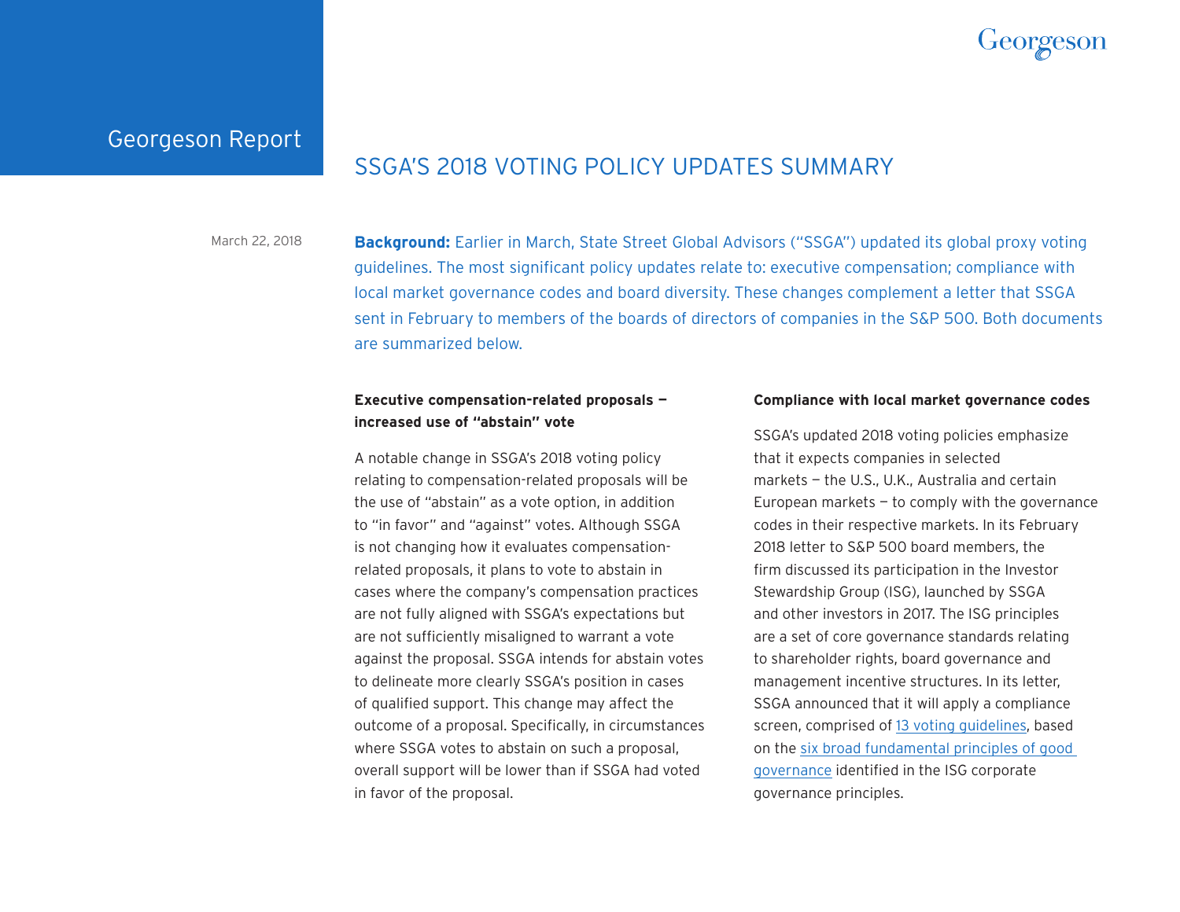Georgeson Report

# SSGA'S 2018 VOTING POLICY UPDATES SUMMARY

March 22, 2018

**Background:** Earlier in March, State Street Global Advisors ("SSGA") updated its global proxy voting guidelines. The most significant policy updates relate to: executive compensation; compliance with local market governance codes and board diversity. These changes complement a letter that SSGA sent in February to members of the boards of directors of companies in the S&P 500. Both documents are summarized below.

### Executive compensation-related proposals — increased use of "abstain" vote

A notable change in SSGA's 2018 voting policy relating to compensation-related proposals will be the use of "abstain" as a vote option, in addition to "in favor" and "against" votes. Although SSGA is not changing how it evaluates compensation-related proposals, it plans to vote to abstain in cases where the company's compensation practices are not fully aligned with SSGA's expectations but are not sufficiently misaligned to warrant a vote against the proposal. SSGA intends for abstain votes to delineate more clearly SSGA's position in cases of qualified support. This change may affect the outcome of a proposal. Specifically, in circumstances where SSGA votes to abstain on such a proposal, overall support will be lower than if SSGA had voted in favor of the proposal.

### Compliance with local market governance codes

SSGA's updated 2018 voting policies emphasize that it expects companies in selected markets — the U.S., U.K., Australia and certain European markets — to comply with the governance codes in their respective markets. In its February 2018 letter to S&P 500 board members, the firm discussed its participation in the Investor Stewardship Group (ISG), launched by SSGA and other investors in 2017. The ISG principles are a set of core governance standards relating to shareholder rights, board governance and management incentive structures. In its letter, SSGA announced that it will apply a compliance screen, comprised of 13 voting guidelines, based on the six broad fundamental principles of good governance identified in the ISG corporate governance principles.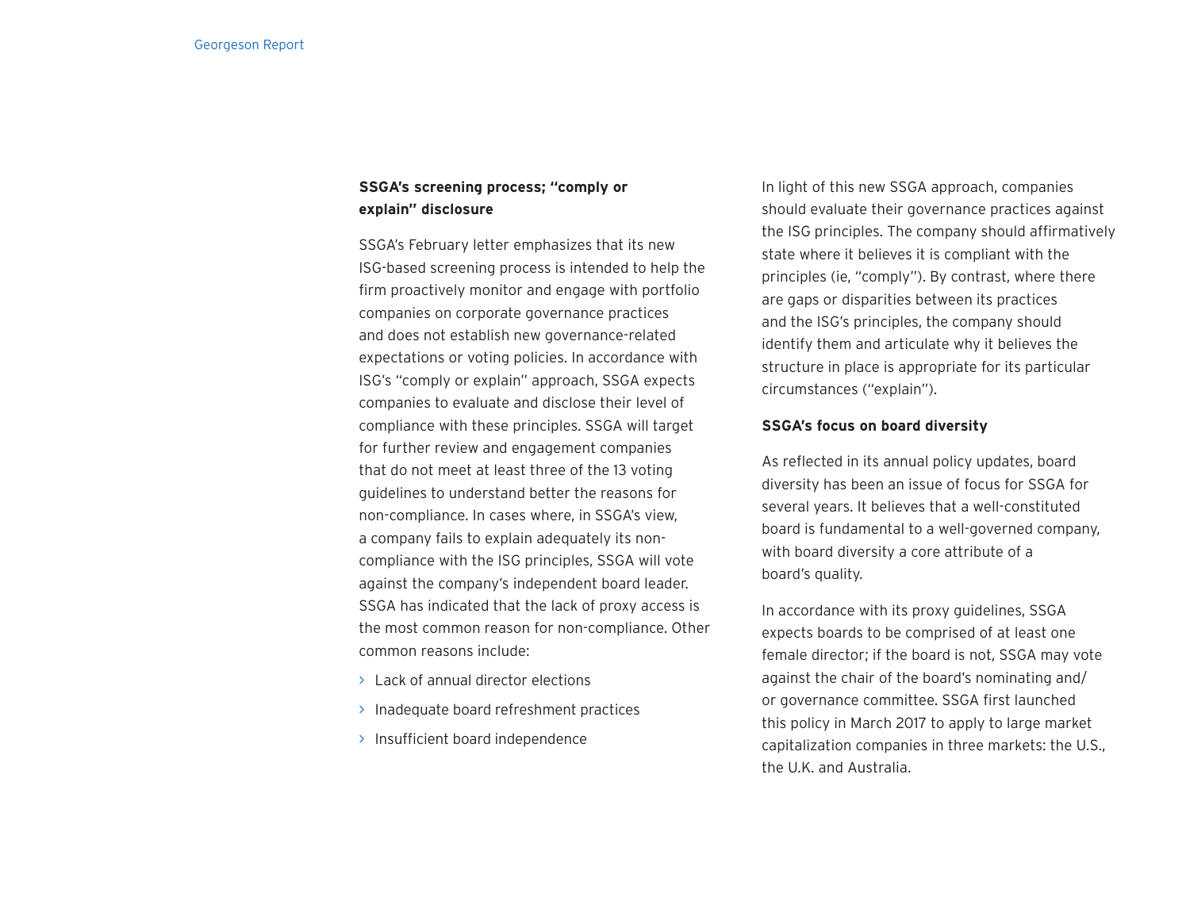### SSGA's screening process; "comply or explain" disclosure

SSGA's February letter emphasizes that its new ISG-based screening process is intended to help the firm proactively monitor and engage with portfolio companies on corporate governance practices and does not establish new governance-related expectations or voting policies. In accordance with ISG's "comply or explain" approach, SSGA expects companies to evaluate and disclose their level of compliance with these principles. SSGA will target for further review and engagement companies that do not meet at least three of the 13 voting guidelines to understand better the reasons for non-compliance. In cases where, in SSGA's view, a company fails to explain adequately its non-compliance with the ISG principles, SSGA will vote against the company's independent board leader. SSGA has indicated that the lack of proxy access is the most common reason for non-compliance. Other common reasons include:

- Lack of annual director elections
- Inadequate board refreshment practices
- Insufficient board independence

In light of this new SSGA approach, companies should evaluate their governance practices against the ISG principles. The company should affirmatively state where it believes it is compliant with the principles (ie, "comply"). By contrast, where there are gaps or disparities between its practices and the ISG's principles, the company should identify them and articulate why it believes the structure in place is appropriate for its particular circumstances ("explain").

### SSGA's focus on board diversity

As reflected in its annual policy updates, board diversity has been an issue of focus for SSGA for several years. It believes that a well-constituted board is fundamental to a well-governed company, with board diversity a core attribute of a board's quality.

In accordance with its proxy guidelines, SSGA expects boards to be comprised of at least one female director; if the board is not, SSGA may vote against the chair of the board's nominating and/or governance committee. SSGA first launched this policy in March 2017 to apply to large market capitalization companies in three markets: the U.S., the U.K. and Australia.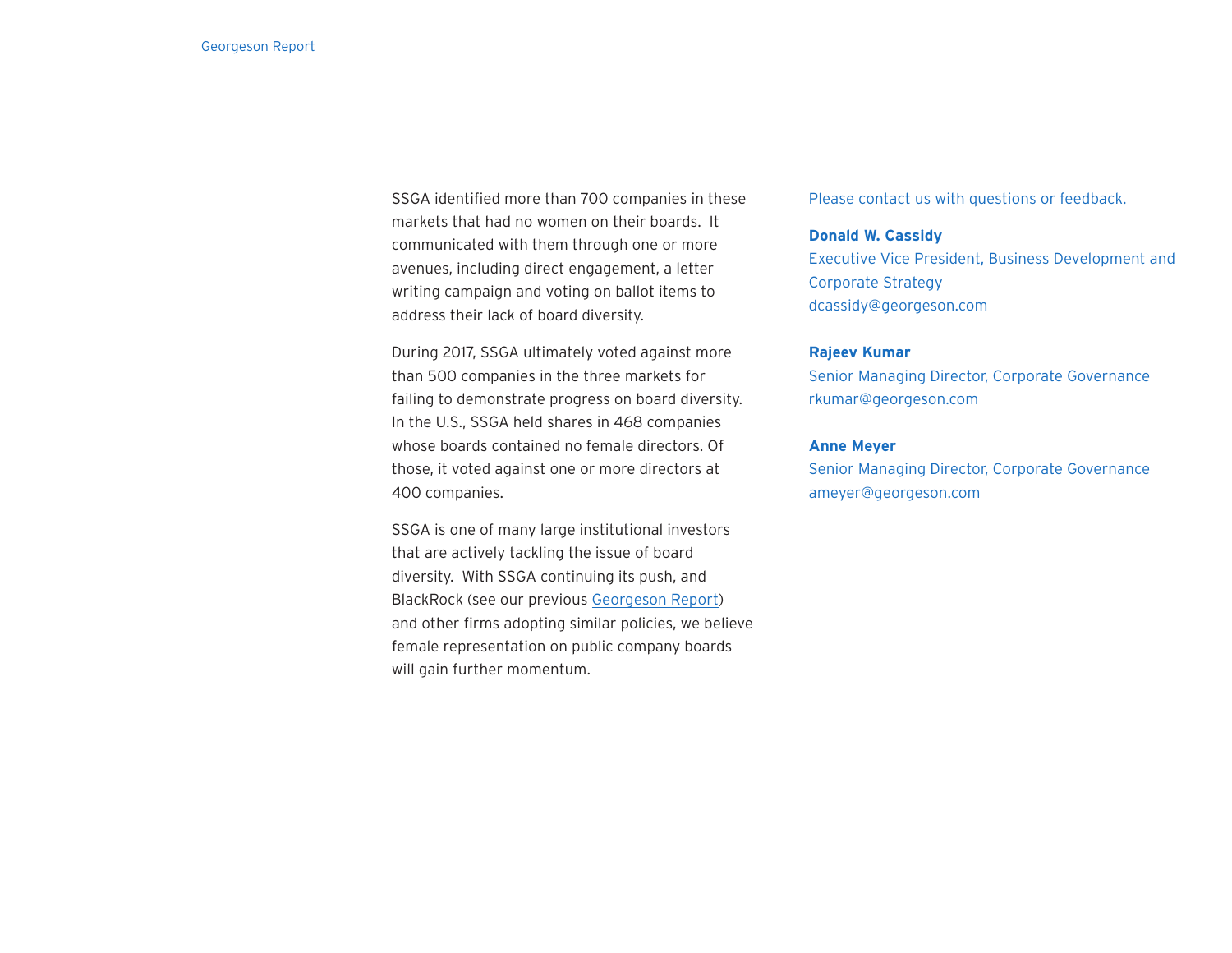SSGA identified more than 700 companies in these markets that had no women on their boards. It communicated with them through one or more avenues, including direct engagement, a letter writing campaign and voting on ballot items to address their lack of board diversity.

During 2017, SSGA ultimately voted against more than 500 companies in the three markets for failing to demonstrate progress on board diversity. In the U.S., SSGA held shares in 468 companies whose boards contained no female directors. Of those, it voted against one or more directors at 400 companies.

SSGA is one of many large institutional investors that are actively tackling the issue of board diversity. With SSGA continuing its push, and BlackRock (see our previous Georgeson Report) and other firms adopting similar policies, we believe female representation on public company boards will gain further momentum.

Please contact us with questions or feedback.

**Donald W. Cassidy**
Executive Vice President, Business Development and Corporate Strategy
dcassidy@georgeson.com

**Rajeev Kumar**
Senior Managing Director, Corporate Governance
rkumar@georgeson.com

**Anne Meyer**
Senior Managing Director, Corporate Governance
ameyer@georgeson.com